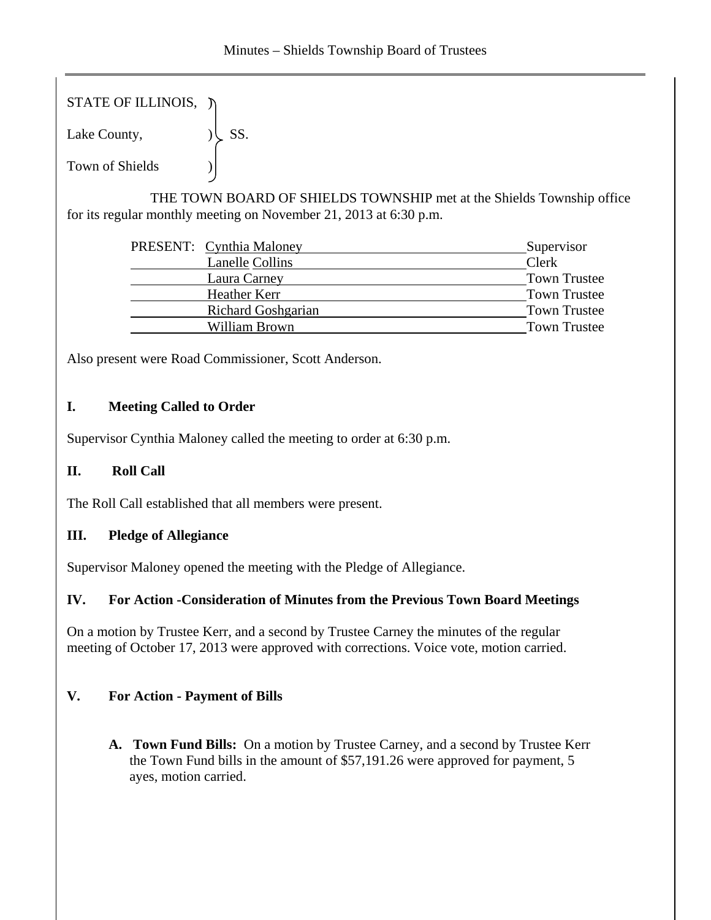STATE OF ILLINOIS, )

Lake County, ) SS.

Town of Shields )

THE TOWN BOARD OF SHIELDS TOWNSHIP met at the Shields Township office for its regular monthly meeting on November 21, 2013 at 6:30 p.m.

| | | |
|---|---|---|
| PRESENT: | Cynthia Maloney | Supervisor |
| | Lanelle Collins | Clerk |
| | Laura Carney | Town Trustee |
| | Heather Kerr | Town Trustee |
| | Richard Goshgarian | Town Trustee |
| | William Brown | Town Trustee |

Also present were Road Commissioner, Scott Anderson.

## I. Meeting Called to Order

Supervisor Cynthia Maloney called the meeting to order at 6:30 p.m.

## II. Roll Call

The Roll Call established that all members were present.

## III. Pledge of Allegiance

Supervisor Maloney opened the meeting with the Pledge of Allegiance.

## IV. For Action -Consideration of Minutes from the Previous Town Board Meetings

On a motion by Trustee Kerr, and a second by Trustee Carney the minutes of the regular meeting of October 17, 2013 were approved with corrections. Voice vote, motion carried.

## V. For Action - Payment of Bills

A. **Town Fund Bills:** On a motion by Trustee Carney, and a second by Trustee Kerr the Town Fund bills in the amount of $57,191.26 were approved for payment, 5 ayes, motion carried.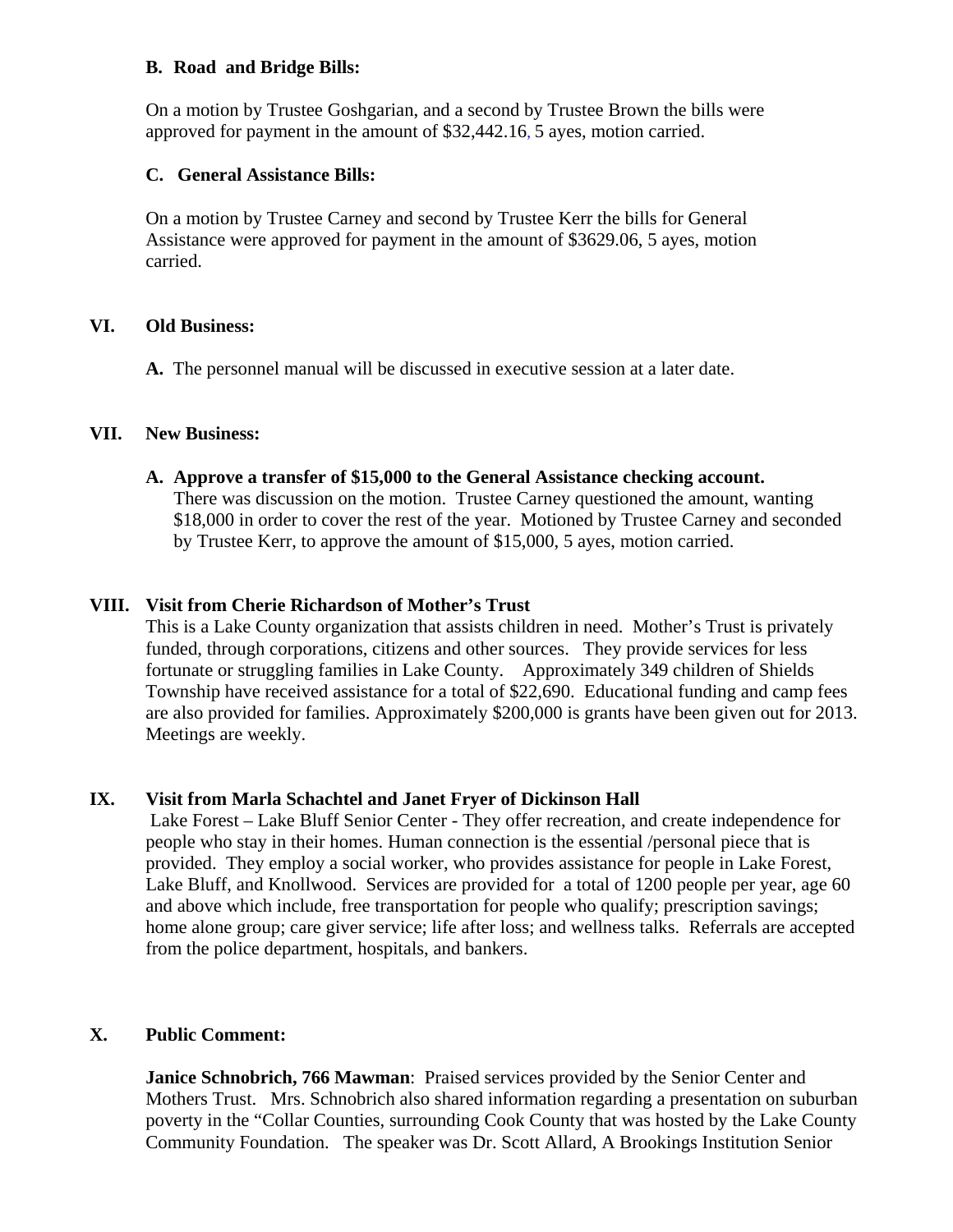**B. Road and Bridge Bills:**

On a motion by Trustee Goshgarian, and a second by Trustee Brown the bills were approved for payment in the amount of $32,442.16, 5 ayes, motion carried.

**C. General Assistance Bills:**

On a motion by Trustee Carney and second by Trustee Kerr the bills for General Assistance were approved for payment in the amount of $3629.06, 5 ayes, motion carried.

## VI. Old Business:

**A.** The personnel manual will be discussed in executive session at a later date.

## VII. New Business:

**A. Approve a transfer of $15,000 to the General Assistance checking account.**
There was discussion on the motion. Trustee Carney questioned the amount, wanting $18,000 in order to cover the rest of the year. Motioned by Trustee Carney and seconded by Trustee Kerr, to approve the amount of $15,000, 5 ayes, motion carried.

## VIII. Visit from Cherie Richardson of Mother's Trust

This is a Lake County organization that assists children in need. Mother's Trust is privately funded, through corporations, citizens and other sources. They provide services for less fortunate or struggling families in Lake County. Approximately 349 children of Shields Township have received assistance for a total of $22,690. Educational funding and camp fees are also provided for families. Approximately $200,000 is grants have been given out for 2013. Meetings are weekly.

## IX. Visit from Marla Schachtel and Janet Fryer of Dickinson Hall

Lake Forest – Lake Bluff Senior Center - They offer recreation, and create independence for people who stay in their homes. Human connection is the essential /personal piece that is provided. They employ a social worker, who provides assistance for people in Lake Forest, Lake Bluff, and Knollwood. Services are provided for a total of 1200 people per year, age 60 and above which include, free transportation for people who qualify; prescription savings; home alone group; care giver service; life after loss; and wellness talks. Referrals are accepted from the police department, hospitals, and bankers.

## X. Public Comment:

**Janice Schnobrich, 766 Mawman**: Praised services provided by the Senior Center and Mothers Trust. Mrs. Schnobrich also shared information regarding a presentation on suburban poverty in the "Collar Counties, surrounding Cook County that was hosted by the Lake County Community Foundation. The speaker was Dr. Scott Allard, A Brookings Institution Senior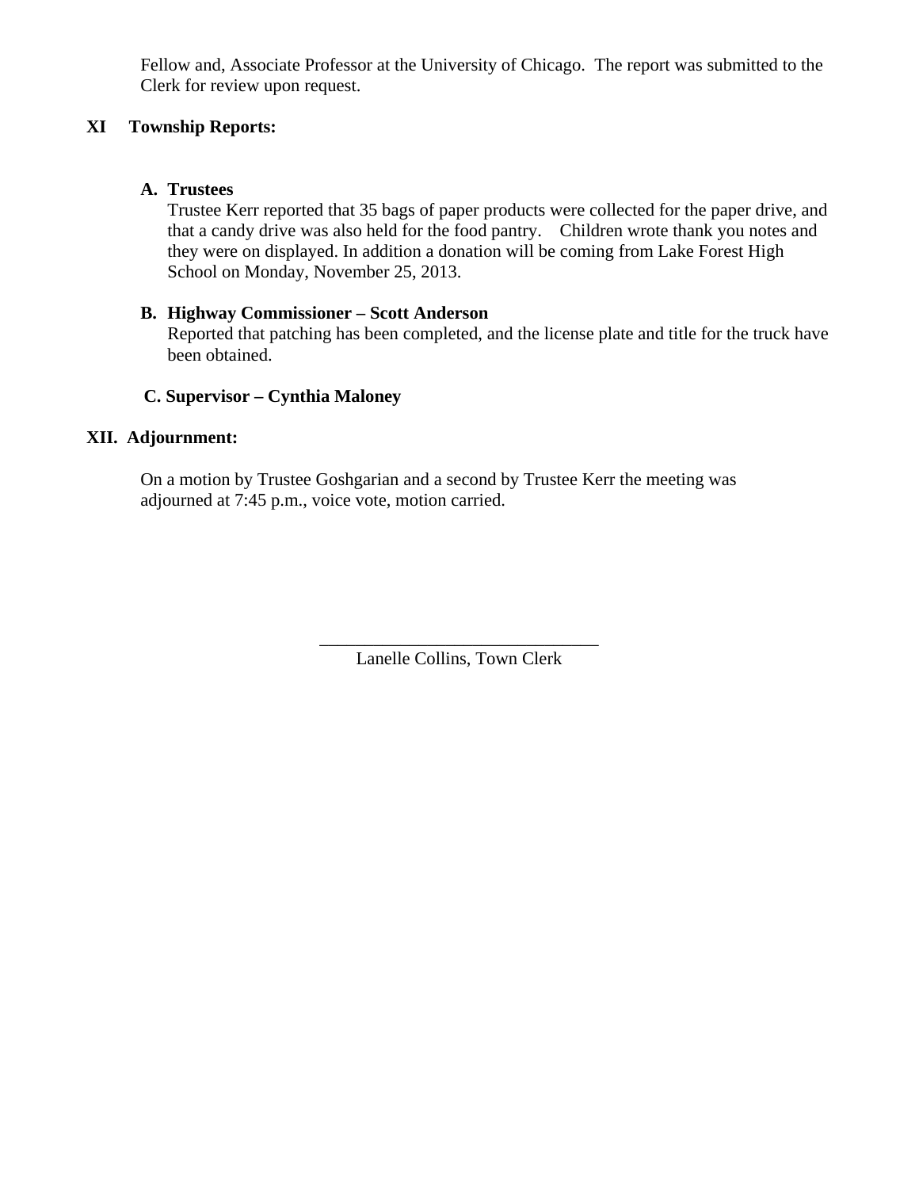Fellow and, Associate Professor at the University of Chicago. The report was submitted to the Clerk for review upon request.

## XI Township Reports:

**A. Trustees**

Trustee Kerr reported that 35 bags of paper products were collected for the paper drive, and that a candy drive was also held for the food pantry. Children wrote thank you notes and they were on displayed. In addition a donation will be coming from Lake Forest High School on Monday, November 25, 2013.

**B. Highway Commissioner – Scott Anderson**

Reported that patching has been completed, and the license plate and title for the truck have been obtained.

**C. Supervisor – Cynthia Maloney**

## XII. Adjournment:

On a motion by Trustee Goshgarian and a second by Trustee Kerr the meeting was adjourned at 7:45 p.m., voice vote, motion carried.

_______________________________

Lanelle Collins, Town Clerk